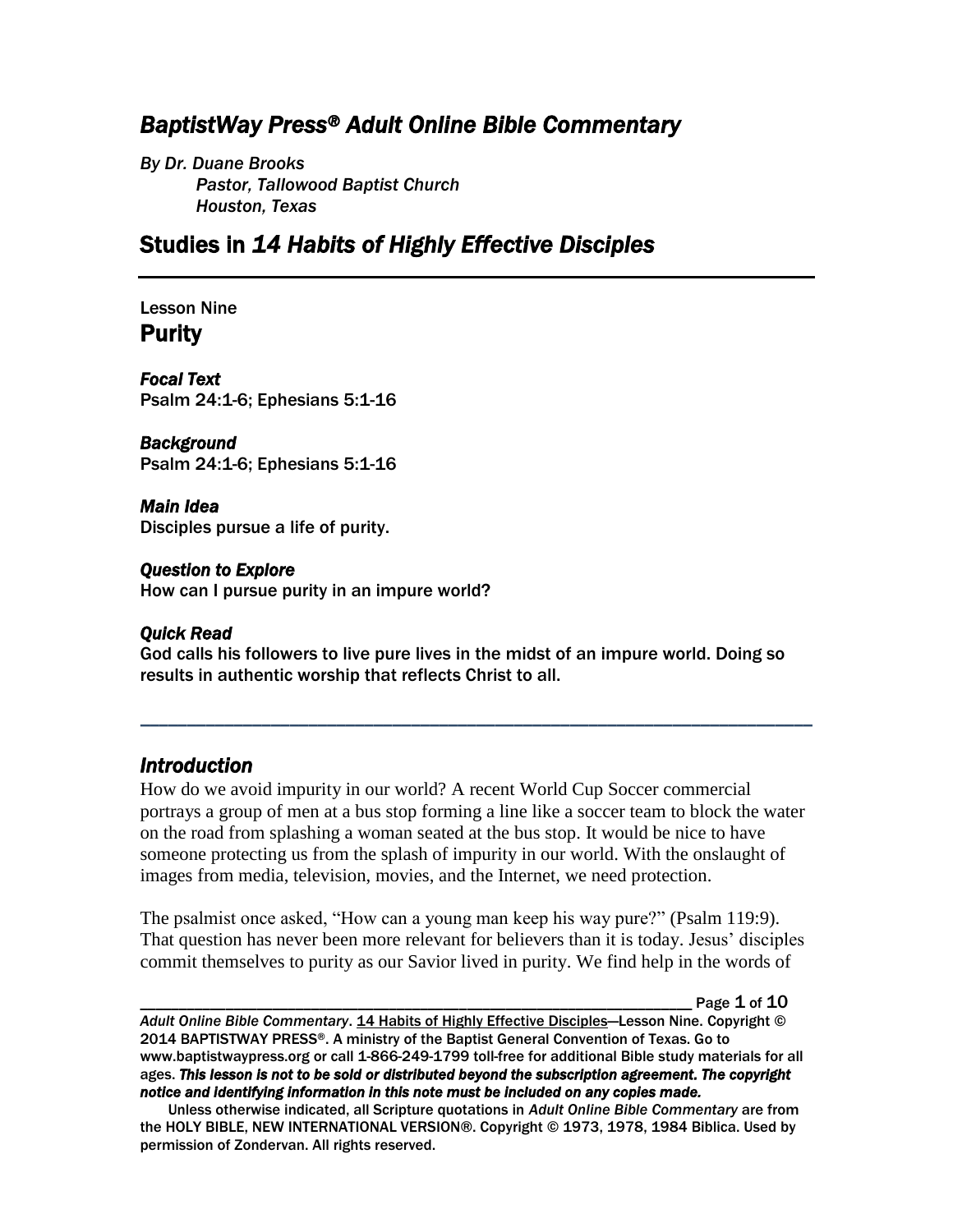# *BaptistWay Press® Adult Online Bible Commentary*

*By Dr. Duane Brooks*
*Pastor, Tallowood Baptist Church*
*Houston, Texas*

## Studies in *14 Habits of Highly Effective Disciples*

---

Lesson Nine
## Purity

***Focal Text***
Psalm 24:1-6; Ephesians 5:1-16

***Background***
Psalm 24:1-6; Ephesians 5:1-16

***Main Idea***
Disciples pursue a life of purity.

***Question to Explore***
How can I pursue purity in an impure world?

***Quick Read***
God calls his followers to live pure lives in the midst of an impure world. Doing so results in authentic worship that reflects Christ to all.

---

### *Introduction*

How do we avoid impurity in our world? A recent World Cup Soccer commercial portrays a group of men at a bus stop forming a line like a soccer team to block the water on the road from splashing a woman seated at the bus stop. It would be nice to have someone protecting us from the splash of impurity in our world. With the onslaught of images from media, television, movies, and the Internet, we need protection.

The psalmist once asked, "How can a young man keep his way pure?" (Psalm 119:9). That question has never been more relevant for believers than it is today. Jesus' disciples commit themselves to purity as our Savior lived in purity. We find help in the words of

---

*Adult Online Bible Commentary*. 14 Habits of Highly Effective Disciples—Lesson Nine. Copyright © 2014 BAPTISTWAY PRESS®. A ministry of the Baptist General Convention of Texas. Go to www.baptistwaypress.org or call 1-866-249-1799 toll-free for additional Bible study materials for all ages. ***This lesson is not to be sold or distributed beyond the subscription agreement. The copyright notice and identifying information in this note must be included on any copies made.***

Unless otherwise indicated, all Scripture quotations in *Adult Online Bible Commentary* are from the HOLY BIBLE, NEW INTERNATIONAL VERSION®. Copyright © 1973, 1978, 1984 Biblica. Used by permission of Zondervan. All rights reserved.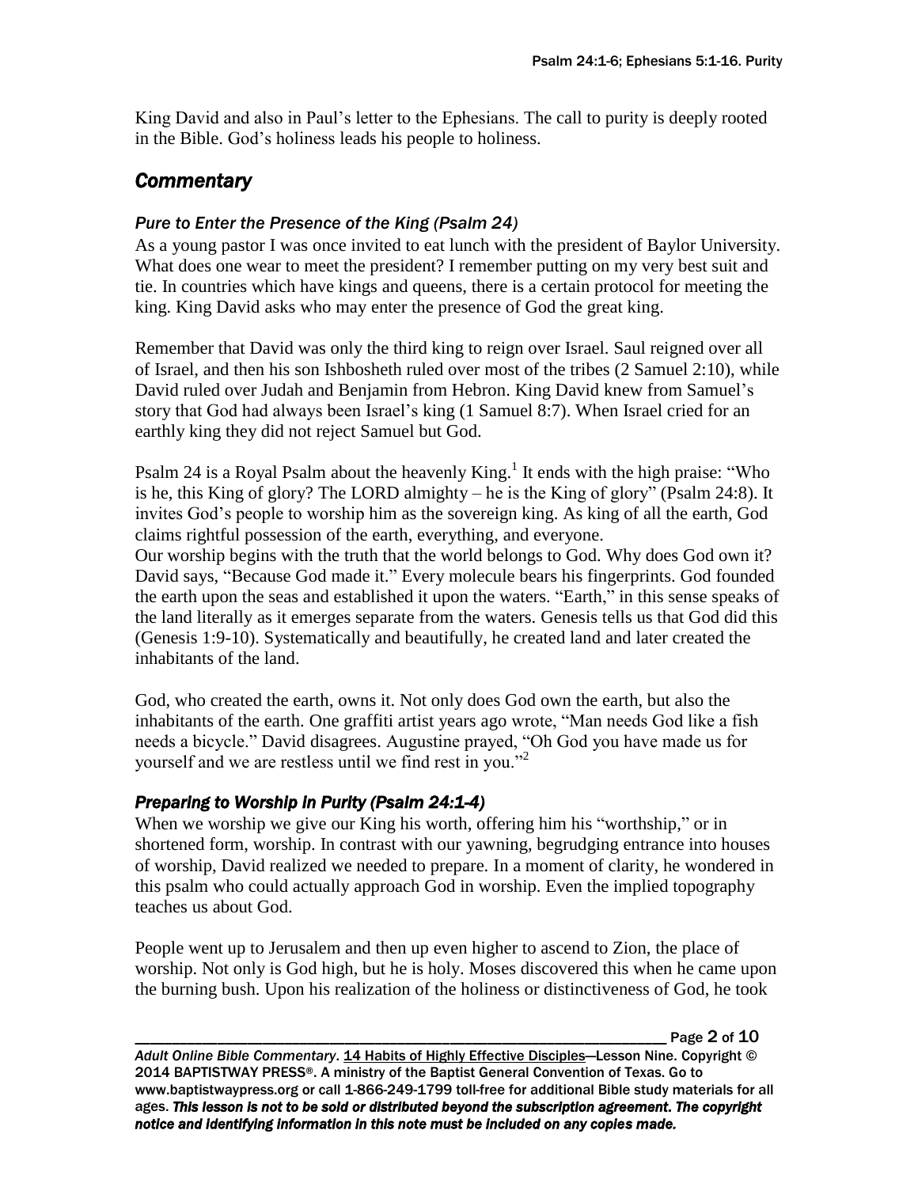King David and also in Paul's letter to the Ephesians. The call to purity is deeply rooted in the Bible. God's holiness leads his people to holiness.

## *Commentary*

### *Pure to Enter the Presence of the King (Psalm 24)*

As a young pastor I was once invited to eat lunch with the president of Baylor University. What does one wear to meet the president? I remember putting on my very best suit and tie. In countries which have kings and queens, there is a certain protocol for meeting the king. King David asks who may enter the presence of God the great king.

Remember that David was only the third king to reign over Israel. Saul reigned over all of Israel, and then his son Ishbosheth ruled over most of the tribes (2 Samuel 2:10), while David ruled over Judah and Benjamin from Hebron. King David knew from Samuel's story that God had always been Israel's king (1 Samuel 8:7). When Israel cried for an earthly king they did not reject Samuel but God.

Psalm 24 is a Royal Psalm about the heavenly King.[1] It ends with the high praise: "Who is he, this King of glory? The LORD almighty – he is the King of glory" (Psalm 24:8). It invites God's people to worship him as the sovereign king. As king of all the earth, God claims rightful possession of the earth, everything, and everyone.

Our worship begins with the truth that the world belongs to God. Why does God own it? David says, "Because God made it." Every molecule bears his fingerprints. God founded the earth upon the seas and established it upon the waters. "Earth," in this sense speaks of the land literally as it emerges separate from the waters. Genesis tells us that God did this (Genesis 1:9-10). Systematically and beautifully, he created land and later created the inhabitants of the land.

God, who created the earth, owns it. Not only does God own the earth, but also the inhabitants of the earth. One graffiti artist years ago wrote, "Man needs God like a fish needs a bicycle." David disagrees. Augustine prayed, "Oh God you have made us for yourself and we are restless until we find rest in you."[2]

### *Preparing to Worship in Purity (Psalm 24:1-4)*

When we worship we give our King his worth, offering him his "worthship," or in shortened form, worship. In contrast with our yawning, begrudging entrance into houses of worship, David realized we needed to prepare. In a moment of clarity, he wondered in this psalm who could actually approach God in worship. Even the implied topography teaches us about God.

People went up to Jerusalem and then up even higher to ascend to Zion, the place of worship. Not only is God high, but he is holy. Moses discovered this when he came upon the burning bush. Upon his realization of the holiness or distinctiveness of God, he took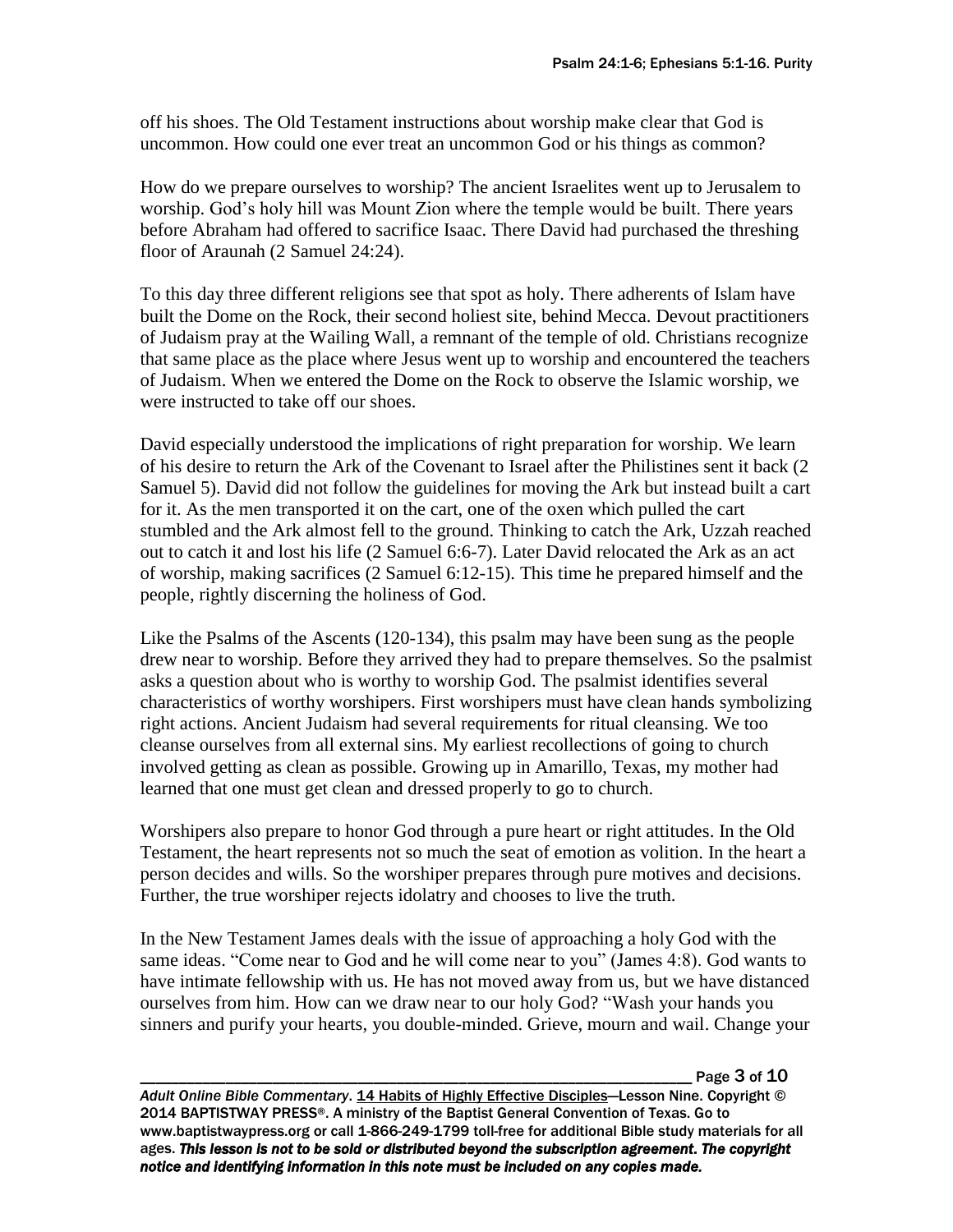off his shoes. The Old Testament instructions about worship make clear that God is uncommon. How could one ever treat an uncommon God or his things as common?

How do we prepare ourselves to worship? The ancient Israelites went up to Jerusalem to worship. God's holy hill was Mount Zion where the temple would be built. There years before Abraham had offered to sacrifice Isaac. There David had purchased the threshing floor of Araunah (2 Samuel 24:24).

To this day three different religions see that spot as holy. There adherents of Islam have built the Dome on the Rock, their second holiest site, behind Mecca. Devout practitioners of Judaism pray at the Wailing Wall, a remnant of the temple of old. Christians recognize that same place as the place where Jesus went up to worship and encountered the teachers of Judaism. When we entered the Dome on the Rock to observe the Islamic worship, we were instructed to take off our shoes.

David especially understood the implications of right preparation for worship. We learn of his desire to return the Ark of the Covenant to Israel after the Philistines sent it back (2 Samuel 5). David did not follow the guidelines for moving the Ark but instead built a cart for it. As the men transported it on the cart, one of the oxen which pulled the cart stumbled and the Ark almost fell to the ground. Thinking to catch the Ark, Uzzah reached out to catch it and lost his life (2 Samuel 6:6-7). Later David relocated the Ark as an act of worship, making sacrifices (2 Samuel 6:12-15). This time he prepared himself and the people, rightly discerning the holiness of God.

Like the Psalms of the Ascents (120-134), this psalm may have been sung as the people drew near to worship. Before they arrived they had to prepare themselves. So the psalmist asks a question about who is worthy to worship God. The psalmist identifies several characteristics of worthy worshipers. First worshipers must have clean hands symbolizing right actions. Ancient Judaism had several requirements for ritual cleansing. We too cleanse ourselves from all external sins. My earliest recollections of going to church involved getting as clean as possible. Growing up in Amarillo, Texas, my mother had learned that one must get clean and dressed properly to go to church.

Worshipers also prepare to honor God through a pure heart or right attitudes. In the Old Testament, the heart represents not so much the seat of emotion as volition. In the heart a person decides and wills. So the worshiper prepares through pure motives and decisions. Further, the true worshiper rejects idolatry and chooses to live the truth.

In the New Testament James deals with the issue of approaching a holy God with the same ideas. "Come near to God and he will come near to you" (James 4:8). God wants to have intimate fellowship with us. He has not moved away from us, but we have distanced ourselves from him. How can we draw near to our holy God? "Wash your hands you sinners and purify your hearts, you double-minded. Grieve, mourn and wail. Change your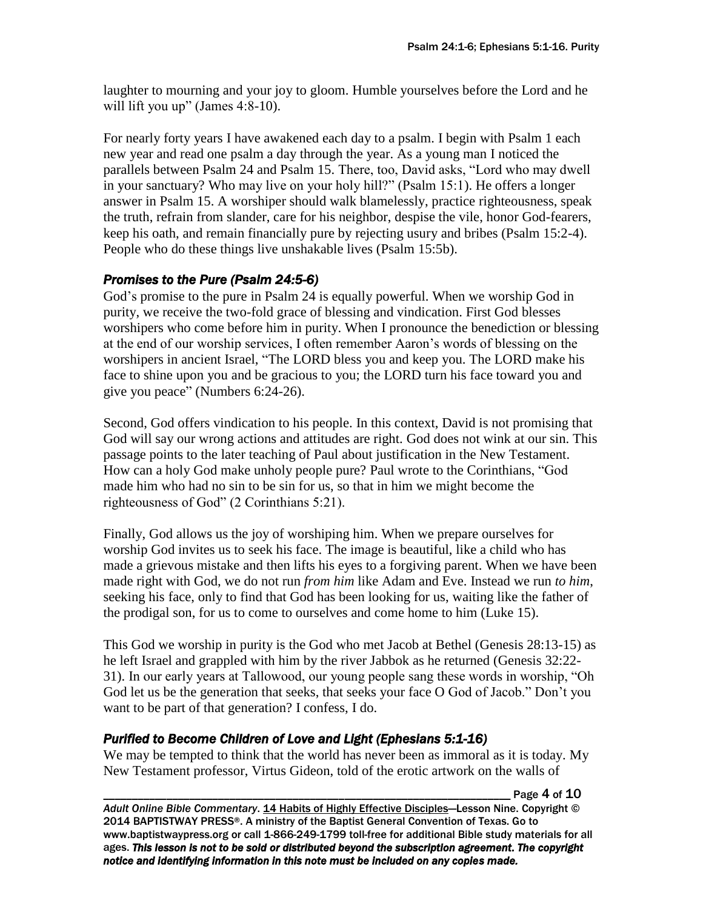laughter to mourning and your joy to gloom. Humble yourselves before the Lord and he will lift you up" (James 4:8-10).

For nearly forty years I have awakened each day to a psalm. I begin with Psalm 1 each new year and read one psalm a day through the year. As a young man I noticed the parallels between Psalm 24 and Psalm 15. There, too, David asks, "Lord who may dwell in your sanctuary? Who may live on your holy hill?" (Psalm 15:1). He offers a longer answer in Psalm 15. A worshiper should walk blamelessly, practice righteousness, speak the truth, refrain from slander, care for his neighbor, despise the vile, honor God-fearers, keep his oath, and remain financially pure by rejecting usury and bribes (Psalm 15:2-4). People who do these things live unshakable lives (Psalm 15:5b).

### *Promises to the Pure (Psalm 24:5-6)*

God's promise to the pure in Psalm 24 is equally powerful. When we worship God in purity, we receive the two-fold grace of blessing and vindication. First God blesses worshipers who come before him in purity. When I pronounce the benediction or blessing at the end of our worship services, I often remember Aaron's words of blessing on the worshipers in ancient Israel, "The LORD bless you and keep you. The LORD make his face to shine upon you and be gracious to you; the LORD turn his face toward you and give you peace" (Numbers 6:24-26).

Second, God offers vindication to his people. In this context, David is not promising that God will say our wrong actions and attitudes are right. God does not wink at our sin. This passage points to the later teaching of Paul about justification in the New Testament. How can a holy God make unholy people pure? Paul wrote to the Corinthians, "God made him who had no sin to be sin for us, so that in him we might become the righteousness of God" (2 Corinthians 5:21).

Finally, God allows us the joy of worshiping him. When we prepare ourselves for worship God invites us to seek his face. The image is beautiful, like a child who has made a grievous mistake and then lifts his eyes to a forgiving parent. When we have been made right with God, we do not run *from him* like Adam and Eve. Instead we run *to him*, seeking his face, only to find that God has been looking for us, waiting like the father of the prodigal son, for us to come to ourselves and come home to him (Luke 15).

This God we worship in purity is the God who met Jacob at Bethel (Genesis 28:13-15) as he left Israel and grappled with him by the river Jabbok as he returned (Genesis 32:22-31). In our early years at Tallowood, our young people sang these words in worship, "Oh God let us be the generation that seeks, that seeks your face O God of Jacob." Don't you want to be part of that generation? I confess, I do.

### *Purified to Become Children of Love and Light (Ephesians 5:1-16)*

We may be tempted to think that the world has never been as immoral as it is today. My New Testament professor, Virtus Gideon, told of the erotic artwork on the walls of

*Adult Online Bible Commentary*. 14 Habits of Highly Effective Disciples—Lesson Nine. Copyright © 2014 BAPTISTWAY PRESS®. A ministry of the Baptist General Convention of Texas. Go to www.baptistwaypress.org or call 1-866-249-1799 toll-free for additional Bible study materials for all ages. ***This lesson is not to be sold or distributed beyond the subscription agreement. The copyright notice and identifying information in this note must be included on any copies made.***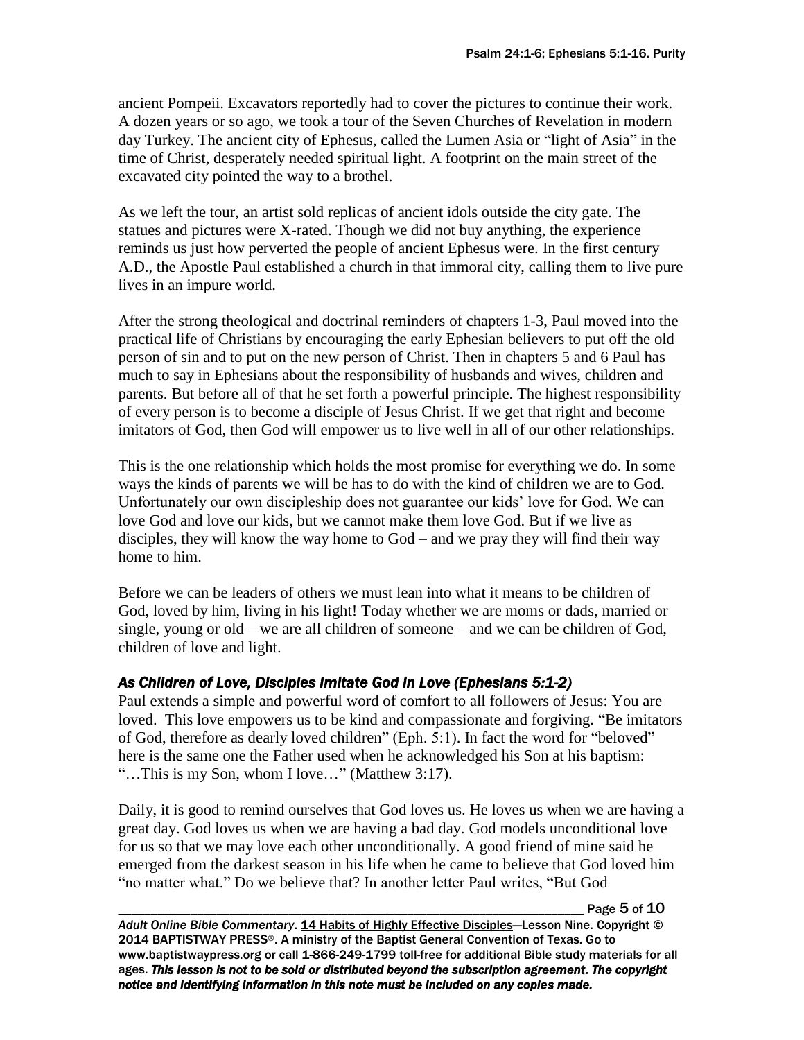ancient Pompeii. Excavators reportedly had to cover the pictures to continue their work. A dozen years or so ago, we took a tour of the Seven Churches of Revelation in modern day Turkey. The ancient city of Ephesus, called the Lumen Asia or "light of Asia" in the time of Christ, desperately needed spiritual light. A footprint on the main street of the excavated city pointed the way to a brothel.

As we left the tour, an artist sold replicas of ancient idols outside the city gate. The statues and pictures were X-rated. Though we did not buy anything, the experience reminds us just how perverted the people of ancient Ephesus were. In the first century A.D., the Apostle Paul established a church in that immoral city, calling them to live pure lives in an impure world.

After the strong theological and doctrinal reminders of chapters 1-3, Paul moved into the practical life of Christians by encouraging the early Ephesian believers to put off the old person of sin and to put on the new person of Christ. Then in chapters 5 and 6 Paul has much to say in Ephesians about the responsibility of husbands and wives, children and parents. But before all of that he set forth a powerful principle. The highest responsibility of every person is to become a disciple of Jesus Christ. If we get that right and become imitators of God, then God will empower us to live well in all of our other relationships.

This is the one relationship which holds the most promise for everything we do. In some ways the kinds of parents we will be has to do with the kind of children we are to God. Unfortunately our own discipleship does not guarantee our kids' love for God. We can love God and love our kids, but we cannot make them love God. But if we live as disciples, they will know the way home to God – and we pray they will find their way home to him.

Before we can be leaders of others we must lean into what it means to be children of God, loved by him, living in his light! Today whether we are moms or dads, married or single, young or old – we are all children of someone – and we can be children of God, children of love and light.

### *As Children of Love, Disciples Imitate God in Love (Ephesians 5:1-2)*

Paul extends a simple and powerful word of comfort to all followers of Jesus: You are loved. This love empowers us to be kind and compassionate and forgiving. "Be imitators of God, therefore as dearly loved children" (Eph. 5:1). In fact the word for "beloved" here is the same one the Father used when he acknowledged his Son at his baptism: "…This is my Son, whom I love…" (Matthew 3:17).

Daily, it is good to remind ourselves that God loves us. He loves us when we are having a great day. God loves us when we are having a bad day. God models unconditional love for us so that we may love each other unconditionally. A good friend of mine said he emerged from the darkest season in his life when he came to believe that God loved him "no matter what." Do we believe that? In another letter Paul writes, "But God

*Adult Online Bible Commentary*. 14 Habits of Highly Effective Disciples—Lesson Nine. Copyright © 2014 BAPTISTWAY PRESS®. A ministry of the Baptist General Convention of Texas. Go to www.baptistwaypress.org or call 1-866-249-1799 toll-free for additional Bible study materials for all ages. ***This lesson is not to be sold or distributed beyond the subscription agreement. The copyright notice and identifying information in this note must be included on any copies made.***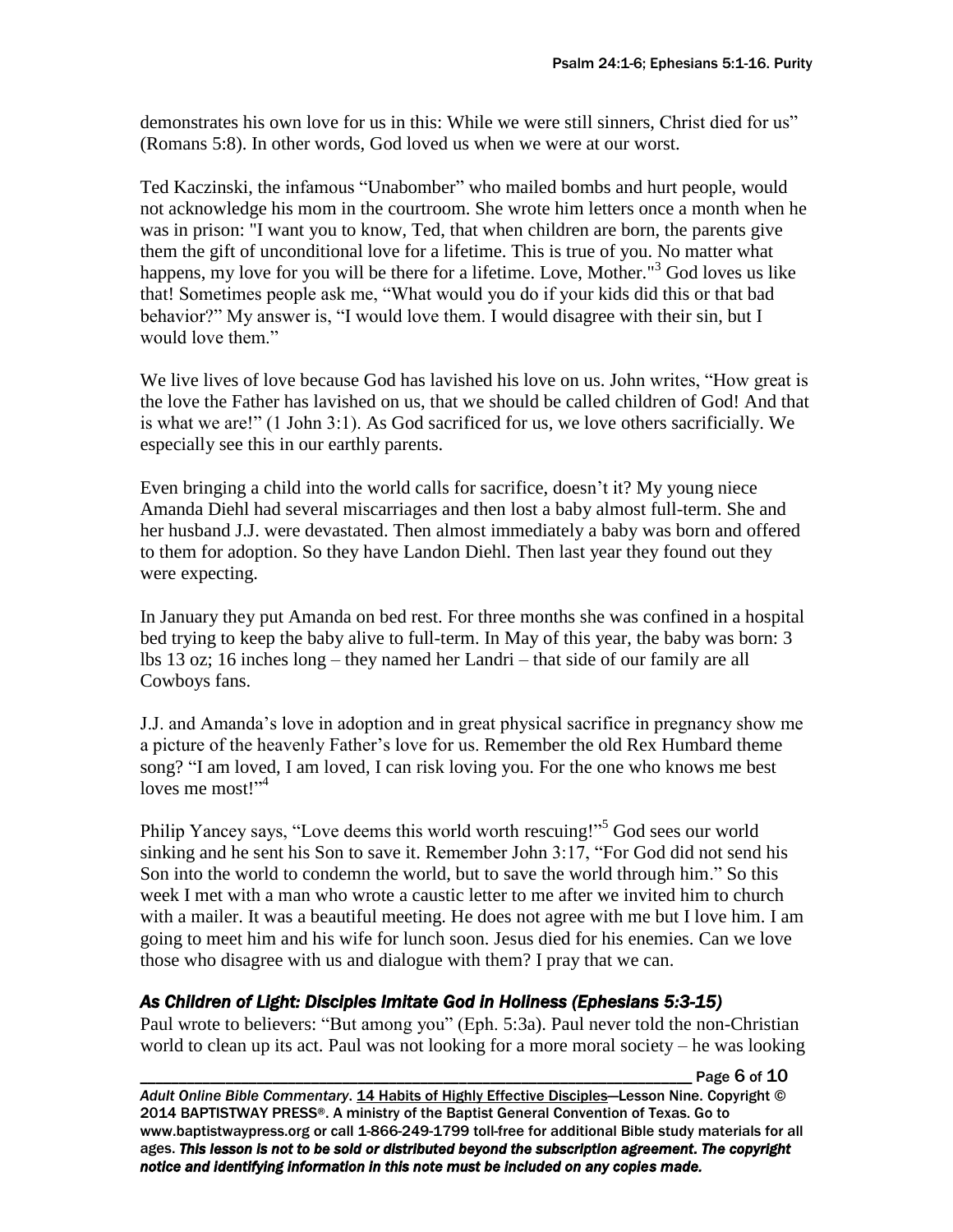demonstrates his own love for us in this: While we were still sinners, Christ died for us" (Romans 5:8). In other words, God loved us when we were at our worst.

Ted Kaczinski, the infamous "Unabomber" who mailed bombs and hurt people, would not acknowledge his mom in the courtroom. She wrote him letters once a month when he was in prison: "I want you to know, Ted, that when children are born, the parents give them the gift of unconditional love for a lifetime. This is true of you. No matter what happens, my love for you will be there for a lifetime. Love, Mother."[3] God loves us like that! Sometimes people ask me, "What would you do if your kids did this or that bad behavior?" My answer is, "I would love them. I would disagree with their sin, but I would love them."

We live lives of love because God has lavished his love on us. John writes, "How great is the love the Father has lavished on us, that we should be called children of God! And that is what we are!" (1 John 3:1). As God sacrificed for us, we love others sacrificially. We especially see this in our earthly parents.

Even bringing a child into the world calls for sacrifice, doesn't it? My young niece Amanda Diehl had several miscarriages and then lost a baby almost full-term. She and her husband J.J. were devastated. Then almost immediately a baby was born and offered to them for adoption. So they have Landon Diehl. Then last year they found out they were expecting.

In January they put Amanda on bed rest. For three months she was confined in a hospital bed trying to keep the baby alive to full-term. In May of this year, the baby was born: 3 lbs 13 oz; 16 inches long – they named her Landri – that side of our family are all Cowboys fans.

J.J. and Amanda's love in adoption and in great physical sacrifice in pregnancy show me a picture of the heavenly Father's love for us. Remember the old Rex Humbard theme song? "I am loved, I am loved, I can risk loving you. For the one who knows me best loves me most!"[4]

Philip Yancey says, "Love deems this world worth rescuing!"[5] God sees our world sinking and he sent his Son to save it. Remember John 3:17, "For God did not send his Son into the world to condemn the world, but to save the world through him." So this week I met with a man who wrote a caustic letter to me after we invited him to church with a mailer. It was a beautiful meeting. He does not agree with me but I love him. I am going to meet him and his wife for lunch soon. Jesus died for his enemies. Can we love those who disagree with us and dialogue with them? I pray that we can.

### *As Children of Light: Disciples Imitate God in Holiness (Ephesians 5:3-15)*

Paul wrote to believers: "But among you" (Eph. 5:3a). Paul never told the non-Christian world to clean up its act. Paul was not looking for a more moral society – he was looking

*Adult Online Bible Commentary*. 14 Habits of Highly Effective Disciples—Lesson Nine. Copyright © 2014 BAPTISTWAY PRESS®. A ministry of the Baptist General Convention of Texas. Go to www.baptistwaypress.org or call 1-866-249-1799 toll-free for additional Bible study materials for all ages. ***This lesson is not to be sold or distributed beyond the subscription agreement. The copyright notice and identifying information in this note must be included on any copies made.***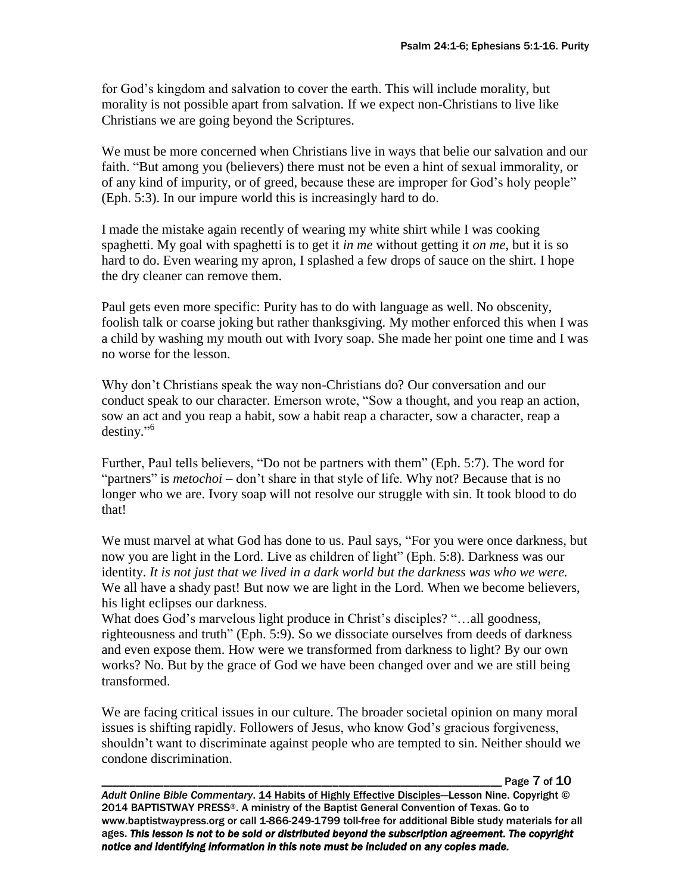for God's kingdom and salvation to cover the earth. This will include morality, but morality is not possible apart from salvation. If we expect non-Christians to live like Christians we are going beyond the Scriptures.

We must be more concerned when Christians live in ways that belie our salvation and our faith. "But among you (believers) there must not be even a hint of sexual immorality, or of any kind of impurity, or of greed, because these are improper for God's holy people" (Eph. 5:3). In our impure world this is increasingly hard to do.

I made the mistake again recently of wearing my white shirt while I was cooking spaghetti. My goal with spaghetti is to get it *in me* without getting it *on me*, but it is so hard to do. Even wearing my apron, I splashed a few drops of sauce on the shirt. I hope the dry cleaner can remove them.

Paul gets even more specific: Purity has to do with language as well. No obscenity, foolish talk or coarse joking but rather thanksgiving. My mother enforced this when I was a child by washing my mouth out with Ivory soap. She made her point one time and I was no worse for the lesson.

Why don't Christians speak the way non-Christians do? Our conversation and our conduct speak to our character. Emerson wrote, "Sow a thought, and you reap an action, sow an act and you reap a habit, sow a habit reap a character, sow a character, reap a destiny."[6]

Further, Paul tells believers, "Do not be partners with them" (Eph. 5:7). The word for "partners" is *metochoi* – don't share in that style of life. Why not? Because that is no longer who we are. Ivory soap will not resolve our struggle with sin. It took blood to do that!

We must marvel at what God has done to us. Paul says, "For you were once darkness, but now you are light in the Lord. Live as children of light" (Eph. 5:8). Darkness was our identity. *It is not just that we lived in a dark world but the darkness was who we were.* We all have a shady past! But now we are light in the Lord. When we become believers, his light eclipses our darkness.

What does God's marvelous light produce in Christ's disciples? "…all goodness, righteousness and truth" (Eph. 5:9). So we dissociate ourselves from deeds of darkness and even expose them. How were we transformed from darkness to light? By our own works? No. But by the grace of God we have been changed over and we are still being transformed.

We are facing critical issues in our culture. The broader societal opinion on many moral issues is shifting rapidly. Followers of Jesus, who know God's gracious forgiveness, shouldn't want to discriminate against people who are tempted to sin. Neither should we condone discrimination.

*Adult Online Bible Commentary*. 14 Habits of Highly Effective Disciples—Lesson Nine. Copyright © 2014 BAPTISTWAY PRESS®. A ministry of the Baptist General Convention of Texas. Go to www.baptistwaypress.org or call 1-866-249-1799 toll-free for additional Bible study materials for all ages. ***This lesson is not to be sold or distributed beyond the subscription agreement. The copyright notice and identifying information in this note must be included on any copies made.***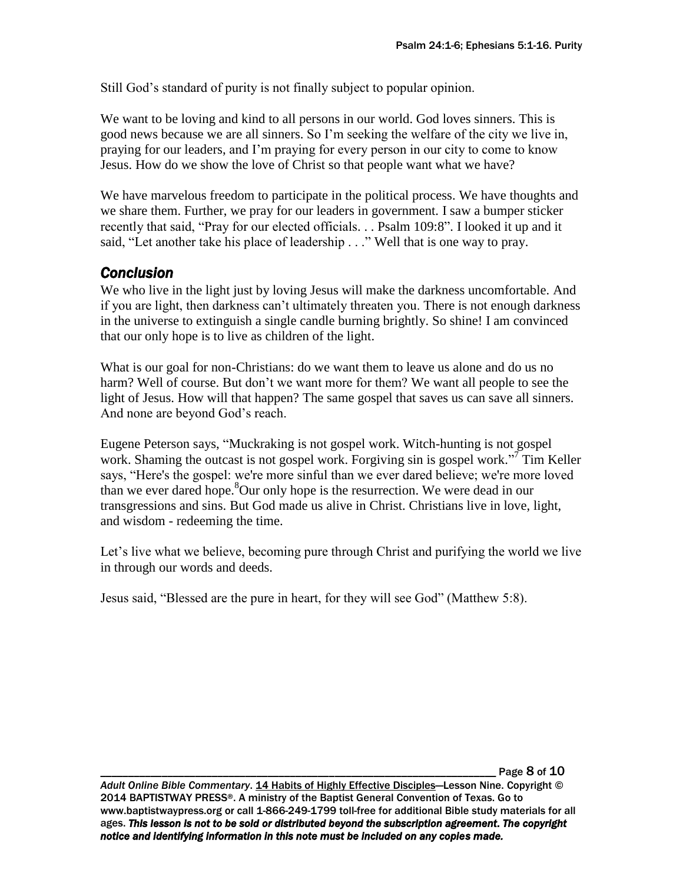Still God's standard of purity is not finally subject to popular opinion.

We want to be loving and kind to all persons in our world. God loves sinners. This is good news because we are all sinners. So I'm seeking the welfare of the city we live in, praying for our leaders, and I'm praying for every person in our city to come to know Jesus. How do we show the love of Christ so that people want what we have?

We have marvelous freedom to participate in the political process. We have thoughts and we share them. Further, we pray for our leaders in government. I saw a bumper sticker recently that said, "Pray for our elected officials. . . Psalm 109:8". I looked it up and it said, "Let another take his place of leadership . . ." Well that is one way to pray.

## *Conclusion*

We who live in the light just by loving Jesus will make the darkness uncomfortable. And if you are light, then darkness can't ultimately threaten you. There is not enough darkness in the universe to extinguish a single candle burning brightly. So shine! I am convinced that our only hope is to live as children of the light.

What is our goal for non-Christians: do we want them to leave us alone and do us no harm? Well of course. But don't we want more for them? We want all people to see the light of Jesus. How will that happen? The same gospel that saves us can save all sinners. And none are beyond God's reach.

Eugene Peterson says, "Muckraking is not gospel work. Witch-hunting is not gospel work. Shaming the outcast is not gospel work. Forgiving sin is gospel work."[7] Tim Keller says, "Here's the gospel: we're more sinful than we ever dared believe; we're more loved than we ever dared hope.[8]Our only hope is the resurrection. We were dead in our transgressions and sins. But God made us alive in Christ. Christians live in love, light, and wisdom - redeeming the time.

Let's live what we believe, becoming pure through Christ and purifying the world we live in through our words and deeds.

Jesus said, "Blessed are the pure in heart, for they will see God" (Matthew 5:8).

*Adult Online Bible Commentary*. 14 Habits of Highly Effective Disciples—Lesson Nine. Copyright © 2014 BAPTISTWAY PRESS®. A ministry of the Baptist General Convention of Texas. Go to www.baptistwaypress.org or call 1-866-249-1799 toll-free for additional Bible study materials for all ages. ***This lesson is not to be sold or distributed beyond the subscription agreement. The copyright notice and identifying information in this note must be included on any copies made.***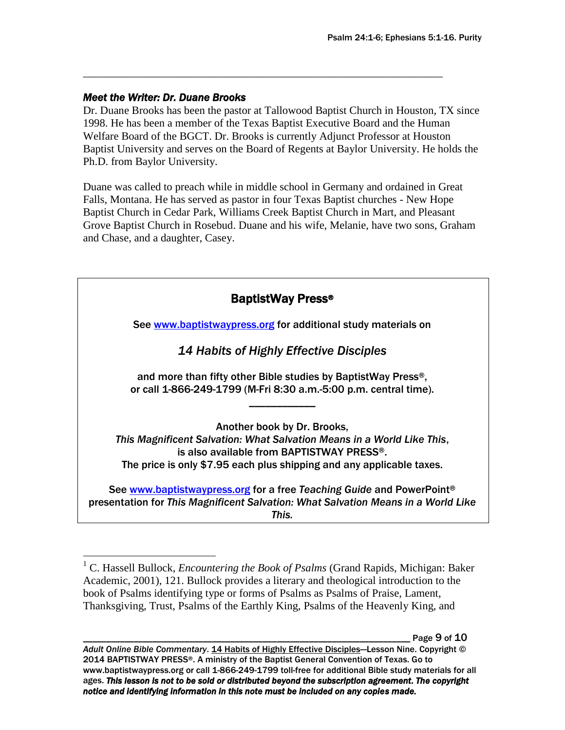### *Meet the Writer: Dr. Duane Brooks*

Dr. Duane Brooks has been the pastor at Tallowood Baptist Church in Houston, TX since 1998. He has been a member of the Texas Baptist Executive Board and the Human Welfare Board of the BGCT. Dr. Brooks is currently Adjunct Professor at Houston Baptist University and serves on the Board of Regents at Baylor University. He holds the Ph.D. from Baylor University.

Duane was called to preach while in middle school in Germany and ordained in Great Falls, Montana. He has served as pastor in four Texas Baptist churches - New Hope Baptist Church in Cedar Park, Williams Creek Baptist Church in Mart, and Pleasant Grove Baptist Church in Rosebud. Duane and his wife, Melanie, have two sons, Graham and Chase, and a daughter, Casey.

---

**BaptistWay Press®**

**See www.baptistwaypress.org for additional study materials on**

***14 Habits of Highly Effective Disciples***

**and more than fifty other Bible studies by BaptistWay Press®, or call 1-866-249-1799 (M-Fri 8:30 a.m.-5:00 p.m. central time).**

---

**Another book by Dr. Brooks, *This Magnificent Salvation: What Salvation Means in a World Like This*, is also available from BAPTISTWAY PRESS®. The price is only $7.95 each plus shipping and any applicable taxes.**

**See www.baptistwaypress.org for a free *Teaching Guide* and PowerPoint® presentation for *This Magnificent Salvation: What Salvation Means in a World Like This.***

---

[1] C. Hassell Bullock, *Encountering the Book of Psalms* (Grand Rapids, Michigan: Baker Academic, 2001), 121. Bullock provides a literary and theological introduction to the book of Psalms identifying type or forms of Psalms as Psalms of Praise, Lament, Thanksgiving, Trust, Psalms of the Earthly King, Psalms of the Heavenly King, and

*Adult Online Bible Commentary*. 14 Habits of Highly Effective Disciples—Lesson Nine. Copyright © 2014 BAPTISTWAY PRESS®. A ministry of the Baptist General Convention of Texas. Go to www.baptistwaypress.org or call 1-866-249-1799 toll-free for additional Bible study materials for all ages. ***This lesson is not to be sold or distributed beyond the subscription agreement. The copyright notice and identifying information in this note must be included on any copies made.***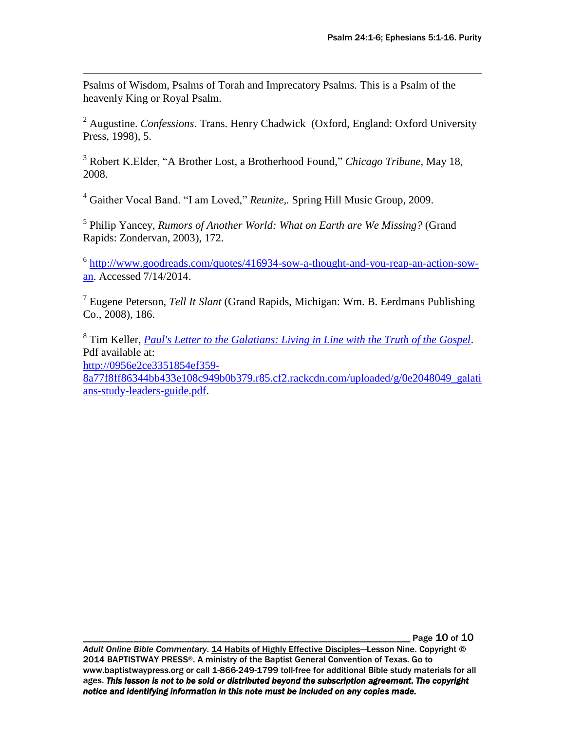Psalms of Wisdom, Psalms of Torah and Imprecatory Psalms. This is a Psalm of the heavenly King or Royal Psalm.

[2] Augustine. *Confessions*. Trans. Henry Chadwick (Oxford, England: Oxford University Press, 1998), 5.

[3] Robert K.Elder, "A Brother Lost, a Brotherhood Found," *Chicago Tribune,* May 18, 2008.

[4] Gaither Vocal Band. "I am Loved," *Reunite,.* Spring Hill Music Group, 2009.

[5] Philip Yancey, *Rumors of Another World: What on Earth are We Missing?* (Grand Rapids: Zondervan, 2003), 172.

[6] http://www.goodreads.com/quotes/416934-sow-a-thought-and-you-reap-an-action-sow-an. Accessed 7/14/2014.

[7] Eugene Peterson, *Tell It Slant* (Grand Rapids, Michigan: Wm. B. Eerdmans Publishing Co., 2008), 186.

[8] Tim Keller, *Paul's Letter to the Galatians: Living in Line with the Truth of the Gospel*. Pdf available at: http://0956e2ce3351854ef359-8a77f8ff86344bb433e108c949b0b379.r85.cf2.rackcdn.com/uploaded/g/0e2048049_galatians-study-leaders-guide.pdf.

*Adult Online Bible Commentary*. 14 Habits of Highly Effective Disciples—Lesson Nine. Copyright © 2014 BAPTISTWAY PRESS®. A ministry of the Baptist General Convention of Texas. Go to www.baptistwaypress.org or call 1-866-249-1799 toll-free for additional Bible study materials for all ages. ***This lesson is not to be sold or distributed beyond the subscription agreement. The copyright notice and identifying information in this note must be included on any copies made.***